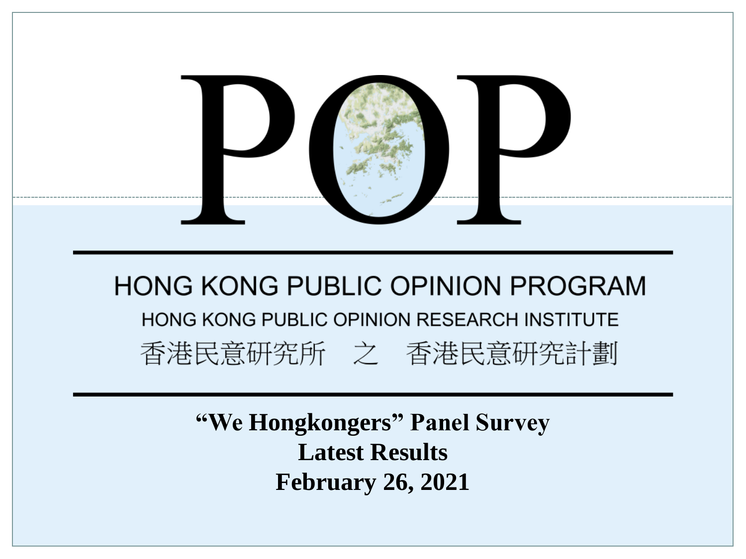# POP

## HONG KONG PUBLIC OPINION PROGRAM

HONG KONG PUBLIC OPINION RESEARCH INSTITUTE

香港民意研究所　之　香港民意研究計劃

**“We Hongkongers” Panel Survey**

**Latest Results**

**February 26, 2021**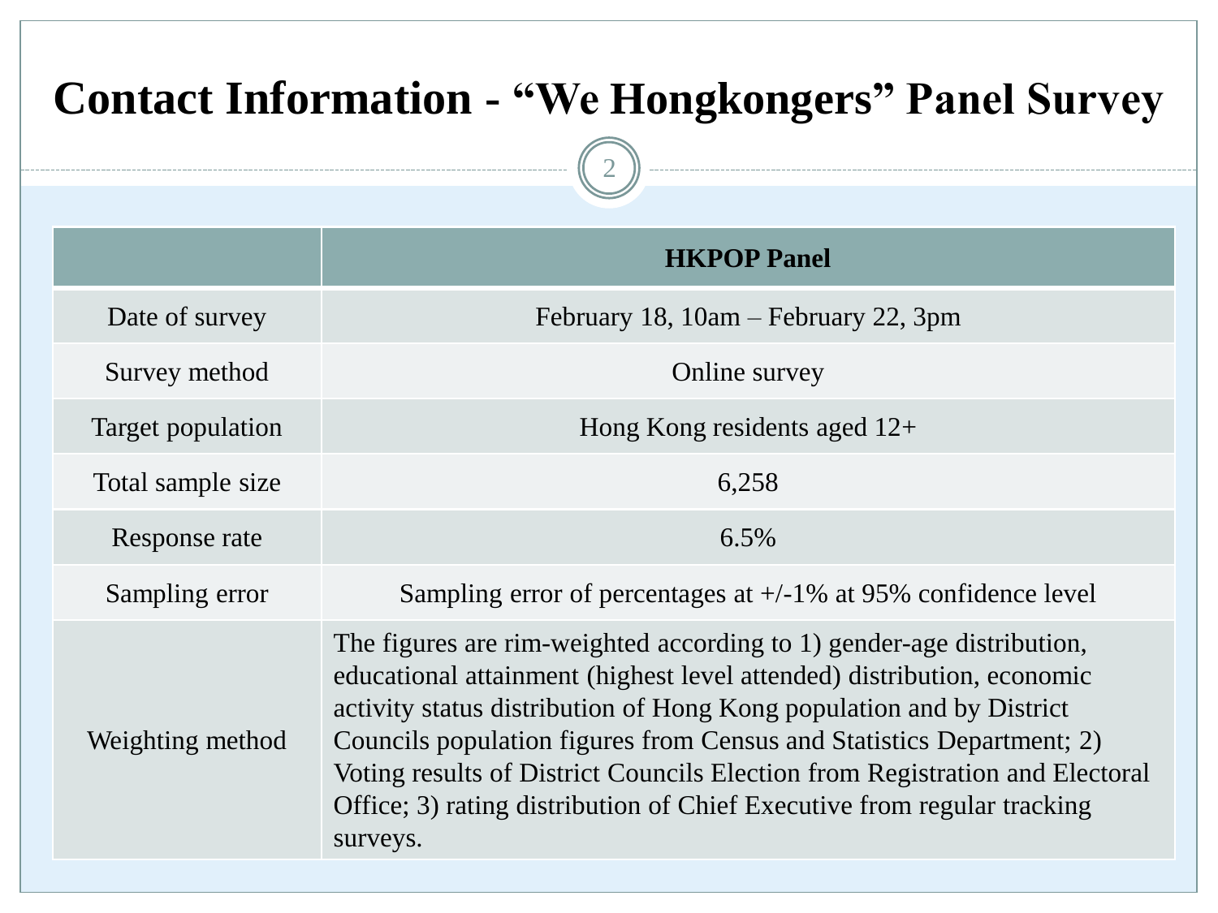# Contact Information - “We Hongkongers” Panel Survey

| | HKPOP Panel |
|---|---|
| Date of survey | February 18, 10am – February 22, 3pm |
| Survey method | Online survey |
| Target population | Hong Kong residents aged 12+ |
| Total sample size | 6,258 |
| Response rate | 6.5% |
| Sampling error | Sampling error of percentages at +/-1% at 95% confidence level |
| Weighting method | The figures are rim-weighted according to 1) gender-age distribution, educational attainment (highest level attended) distribution, economic activity status distribution of Hong Kong population and by District Councils population figures from Census and Statistics Department; 2) Voting results of District Councils Election from Registration and Electoral Office; 3) rating distribution of Chief Executive from regular tracking surveys. |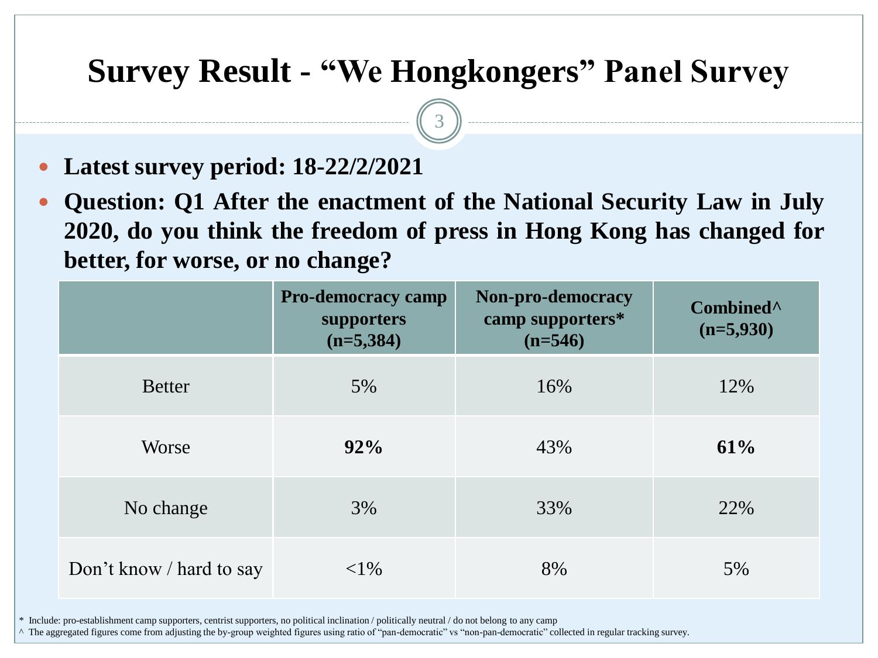# Survey Result - "We Hongkongers" Panel Survey

- **Latest survey period: 18-22/2/2021**
- **Question: Q1 After the enactment of the National Security Law in July 2020, do you think the freedom of press in Hong Kong has changed for better, for worse, or no change?**

| | **Pro-democracy camp supporters (n=5,384)** | **Non-pro-democracy camp supporters* (n=546)** | **Combined^ (n=5,930)** |
|---|---|---|---|
| Better | 5% | 16% | 12% |
| Worse | **92%** | 43% | **61%** |
| No change | 3% | 33% | 22% |
| Don't know / hard to say | <1% | 8% | 5% |

\* Include: pro-establishment camp supporters, centrist supporters, no political inclination / politically neutral / do not belong to any camp

^ The aggregated figures come from adjusting the by-group weighted figures using ratio of "pan-democratic" vs "non-pan-democratic" collected in regular tracking survey.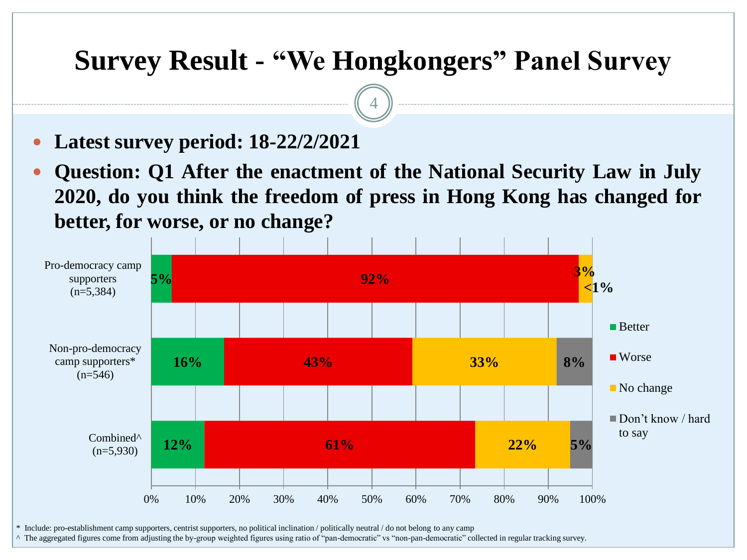# Survey Result - "We Hongkongers" Panel Survey

- **Latest survey period: 18-22/2/2021**
- **Question: Q1 After the enactment of the National Security Law in July 2020, do you think the freedom of press in Hong Kong has changed for better, for worse, or no change?**

| | Better | Worse | No change | Don't know / hard to say |
|---|---|---|---|---|
| Pro-democracy camp supporters (n=5,384) | 5% | 92% | 3% | <1% |
| Non-pro-democracy camp supporters* (n=546) | 16% | 43% | 33% | 8% |
| Combined^ (n=5,930) | 12% | 61% | 22% | 5% |

\* Include: pro-establishment camp supporters, centrist supporters, no political inclination / politically neutral / do not belong to any camp

^ The aggregated figures come from adjusting the by-group weighted figures using ratio of "pan-democratic" vs "non-pan-democratic" collected in regular tracking survey.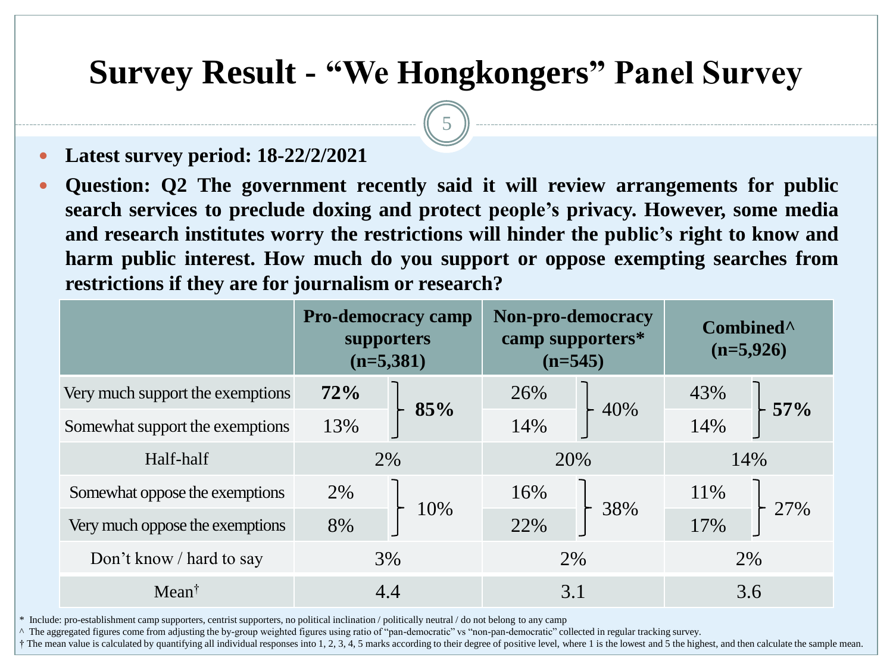# Survey Result - “We Hongkongers” Panel Survey

- **Latest survey period: 18-22/2/2021**
- **Question: Q2 The government recently said it will review arrangements for public search services to preclude doxing and protect people’s privacy. However, some media and research institutes worry the restrictions will hinder the public’s right to know and harm public interest. How much do you support or oppose exempting searches from restrictions if they are for journalism or research?**

| | **Pro-democracy camp supporters (n=5,381)** | | **Non-pro-democracy camp supporters* (n=545)** | | **Combined^ (n=5,926)** | |
|---|---|---|---|---|---|---|
| Very much support the exemptions | **72%** | **85%** | 26% | 40% | 43% | **57%** |
| Somewhat support the exemptions | 13% | | 14% | | 14% | |
| Half-half | 2% | | 20% | | 14% | |
| Somewhat oppose the exemptions | 2% | 10% | 16% | 38% | 11% | 27% |
| Very much oppose the exemptions | 8% | | 22% | | 17% | |
| Don’t know / hard to say | 3% | | 2% | | 2% | |
| Mean† | 4.4 | | 3.1 | | 3.6 | |

\* Include: pro-establishment camp supporters, centrist supporters, no political inclination / politically neutral / do not belong to any camp

^ The aggregated figures come from adjusting the by-group weighted figures using ratio of “pan-democratic” vs “non-pan-democratic” collected in regular tracking survey.

† The mean value is calculated by quantifying all individual responses into 1, 2, 3, 4, 5 marks according to their degree of positive level, where 1 is the lowest and 5 the highest, and then calculate the sample mean.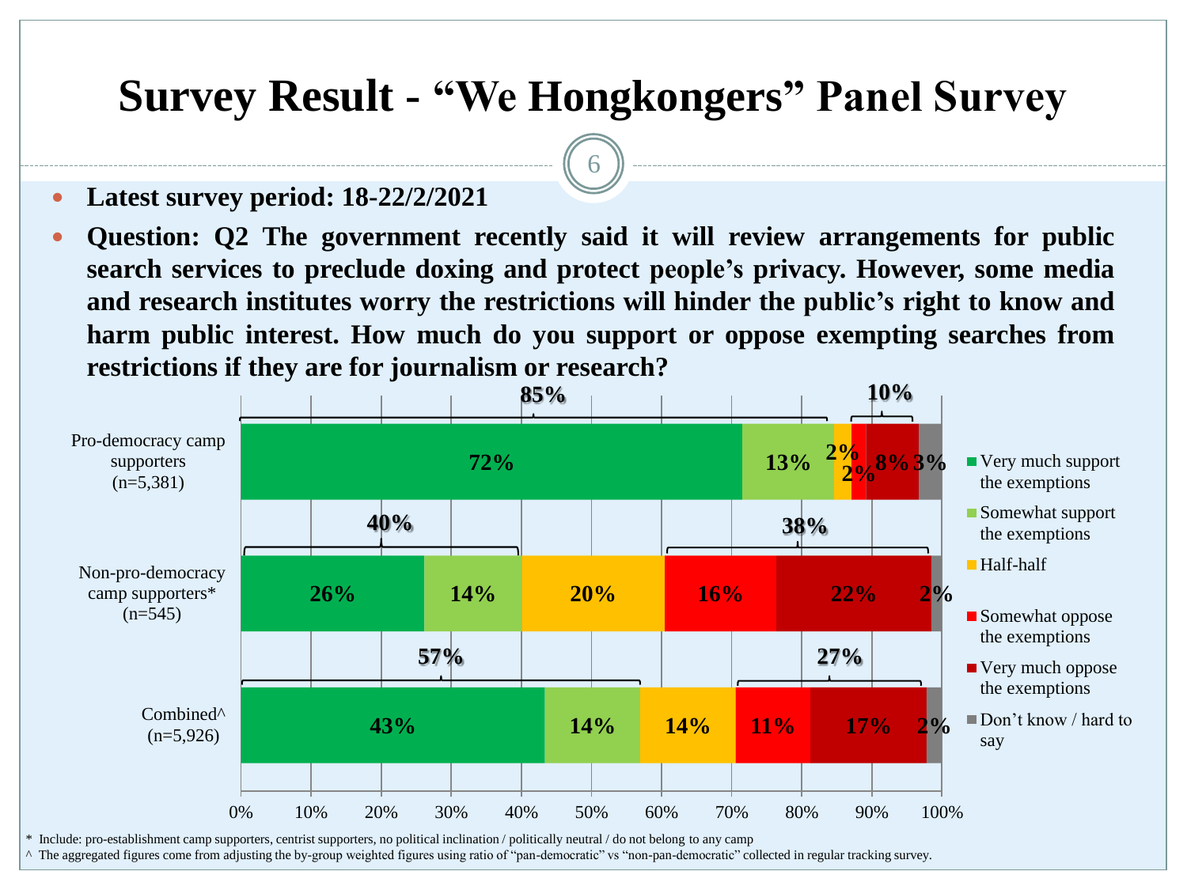# Survey Result - "We Hongkongers" Panel Survey

- **Latest survey period: 18-22/2/2021**
- **Question: Q2 The government recently said it will review arrangements for public search services to preclude doxing and protect people's privacy. However, some media and research institutes worry the restrictions will hinder the public's right to know and harm public interest. How much do you support or oppose exempting searches from restrictions if they are for journalism or research?**

| | Very much support the exemptions | Somewhat support the exemptions | Half-half | Somewhat oppose the exemptions | Very much oppose the exemptions | Don't know / hard to say | Total support | Total oppose |
|---|---|---|---|---|---|---|---|---|
| Pro-democracy camp supporters (n=5,381) | 72% | 13% | 2% | 2% | 8% | 3% | 85% | 10% |
| Non-pro-democracy camp supporters* (n=545) | 26% | 14% | 20% | 16% | 22% | 2% | 40% | 38% |
| Combined^ (n=5,926) | 43% | 14% | 14% | 11% | 17% | 2% | 57% | 27% |

\* Include: pro-establishment camp supporters, centrist supporters, no political inclination / politically neutral / do not belong to any camp

^ The aggregated figures come from adjusting the by-group weighted figures using ratio of "pan-democratic" vs "non-pan-democratic" collected in regular tracking survey.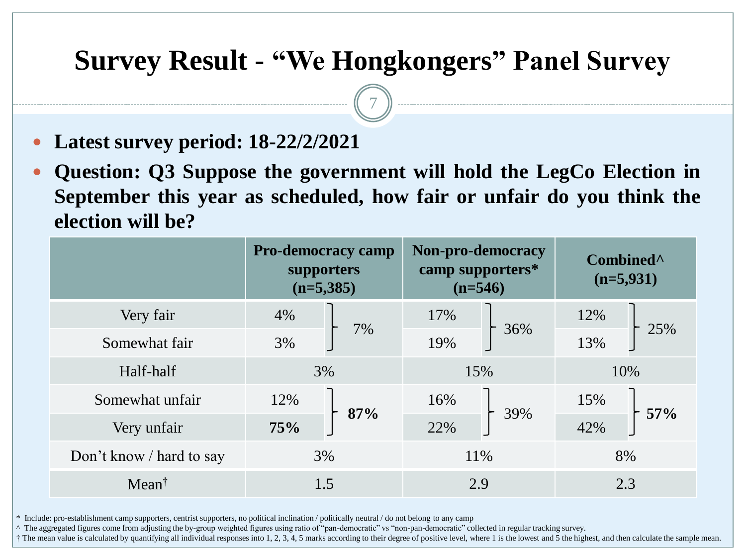# Survey Result - “We Hongkongers” Panel Survey

- **Latest survey period: 18-22/2/2021**
- **Question: Q3 Suppose the government will hold the LegCo Election in September this year as scheduled, how fair or unfair do you think the election will be?**

| | **Pro-democracy camp supporters (n=5,385)** | | **Non-pro-democracy camp supporters* (n=546)** | | **Combined^ (n=5,931)** | |
|---|---|---|---|---|---|---|
| Very fair | 4% | 7% | 17% | 36% | 12% | 25% |
| Somewhat fair | 3% | | 19% | | 13% | |
| Half-half | 3% | | 15% | | 10% | |
| Somewhat unfair | 12% | **87%** | 16% | 39% | 15% | **57%** |
| Very unfair | **75%** | | 22% | | 42% | |
| Don’t know / hard to say | 3% | | 11% | | 8% | |
| Mean† | 1.5 | | 2.9 | | 2.3 | |

\* Include: pro-establishment camp supporters, centrist supporters, no political inclination / politically neutral / do not belong to any camp

^ The aggregated figures come from adjusting the by-group weighted figures using ratio of “pan-democratic” vs “non-pan-democratic” collected in regular tracking survey.

† The mean value is calculated by quantifying all individual responses into 1, 2, 3, 4, 5 marks according to their degree of positive level, where 1 is the lowest and 5 the highest, and then calculate the sample mean.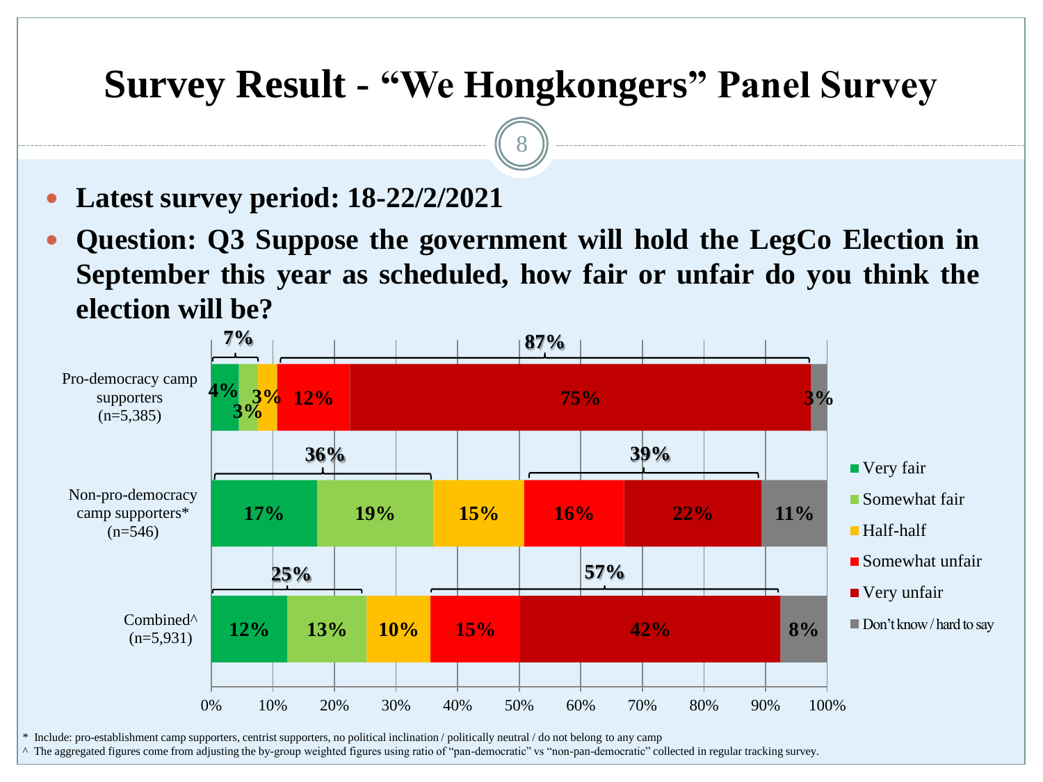# Survey Result - "We Hongkongers" Panel Survey

- **Latest survey period: 18-22/2/2021**
- **Question: Q3 Suppose the government will hold the LegCo Election in September this year as scheduled, how fair or unfair do you think the election will be?**

Pro-democracy camp supporters (n=5,385)
7%
87%
4%
3%
3%
12%
75%
3%

Non-pro-democracy camp supporters* (n=546)
36%
39%
17%
19%
15%
16%
22%
11%

Combined^ (n=5,931)
25%
57%
12%
13%
10%
15%
42%
8%

0% 10% 20% 30% 40% 50% 60% 70% 80% 90% 100%

Very fair
Somewhat fair
Half-half
Somewhat unfair
Very unfair
Don't know / hard to say

\* Include: pro-establishment camp supporters, centrist supporters, no political inclination / politically neutral / do not belong to any camp

^ The aggregated figures come from adjusting the by-group weighted figures using ratio of "pan-democratic" vs "non-pan-democratic" collected in regular tracking survey.